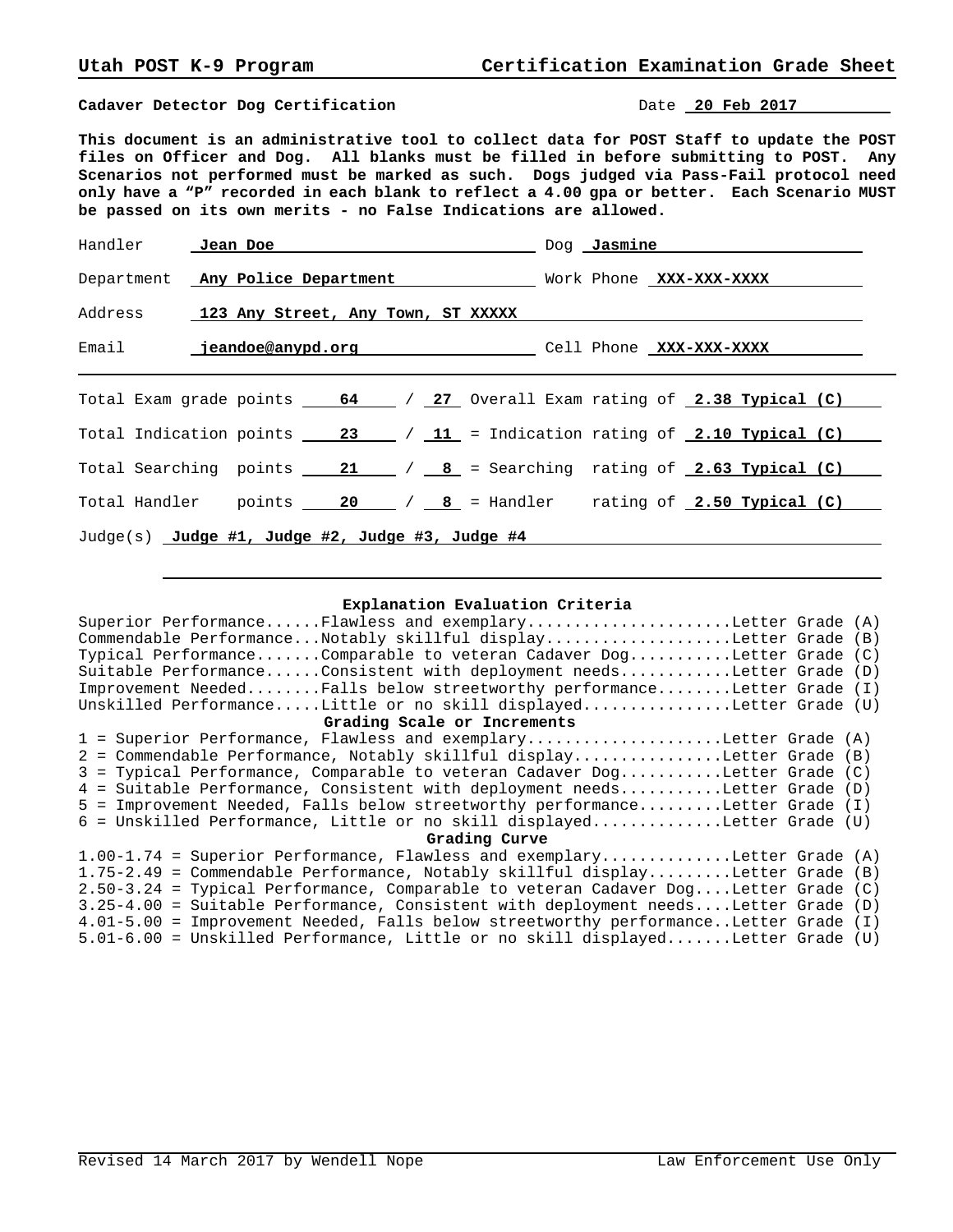**Utah POST K-9 Program** **Certification Examination Grade Sheet**

**Cadaver Detector Dog Certification** Date **20 Feb 2017**

**This document is an administrative tool to collect data for POST Staff to update the POST files on Officer and Dog. All blanks must be filled in before submitting to POST. Any Scenarios not performed must be marked as such. Dogs judged via Pass-Fail protocol need only have a "P" recorded in each blank to reflect a 4.00 gpa or better. Each Scenario MUST be passed on its own merits - no False Indications are allowed.**

Handler **Jean Doe** Dog **Jasmine**

Department **Any Police Department** Work Phone **XXX-XXX-XXXX**

Address **123 Any Street, Any Town, ST XXXXX**

Email **jeandoe@anypd.org** Cell Phone **XXX-XXX-XXXX**

---

Total Exam grade points **64** / **27** Overall Exam rating of **2.38 Typical (C)**

Total Indication points **23** / **11** = Indication rating of **2.10 Typical (C)**

Total Searching points **21** / **8** = Searching rating of **2.63 Typical (C)**

Total Handler points **20** / **8** = Handler rating of **2.50 Typical (C)**

Judge(s) **Judge #1, Judge #2, Judge #3, Judge #4**

---

**Explanation Evaluation Criteria**

Superior Performance......Flawless and exemplary......................Letter Grade (A)
Commendable Performance...Notably skillful display....................Letter Grade (B)
Typical Performance.......Comparable to veteran Cadaver Dog...........Letter Grade (C)
Suitable Performance......Consistent with deployment needs............Letter Grade (D)
Improvement Needed........Falls below streetworthy performance........Letter Grade (I)
Unskilled Performance.....Little or no skill displayed................Letter Grade (U)

**Grading Scale or Increments**

1 = Superior Performance, Flawless and exemplary.....................Letter Grade (A)
2 = Commendable Performance, Notably skillful display................Letter Grade (B)
3 = Typical Performance, Comparable to veteran Cadaver Dog...........Letter Grade (C)
4 = Suitable Performance, Consistent with deployment needs...........Letter Grade (D)
5 = Improvement Needed, Falls below streetworthy performance.........Letter Grade (I)
6 = Unskilled Performance, Little or no skill displayed..............Letter Grade (U)

**Grading Curve**

1.00-1.74 = Superior Performance, Flawless and exemplary..............Letter Grade (A)
1.75-2.49 = Commendable Performance, Notably skillful display.........Letter Grade (B)
2.50-3.24 = Typical Performance, Comparable to veteran Cadaver Dog....Letter Grade (C)
3.25-4.00 = Suitable Performance, Consistent with deployment needs....Letter Grade (D)
4.01-5.00 = Improvement Needed, Falls below streetworthy performance..Letter Grade (I)
5.01-6.00 = Unskilled Performance, Little or no skill displayed.......Letter Grade (U)

Revised 14 March 2017 by Wendell Nope Law Enforcement Use Only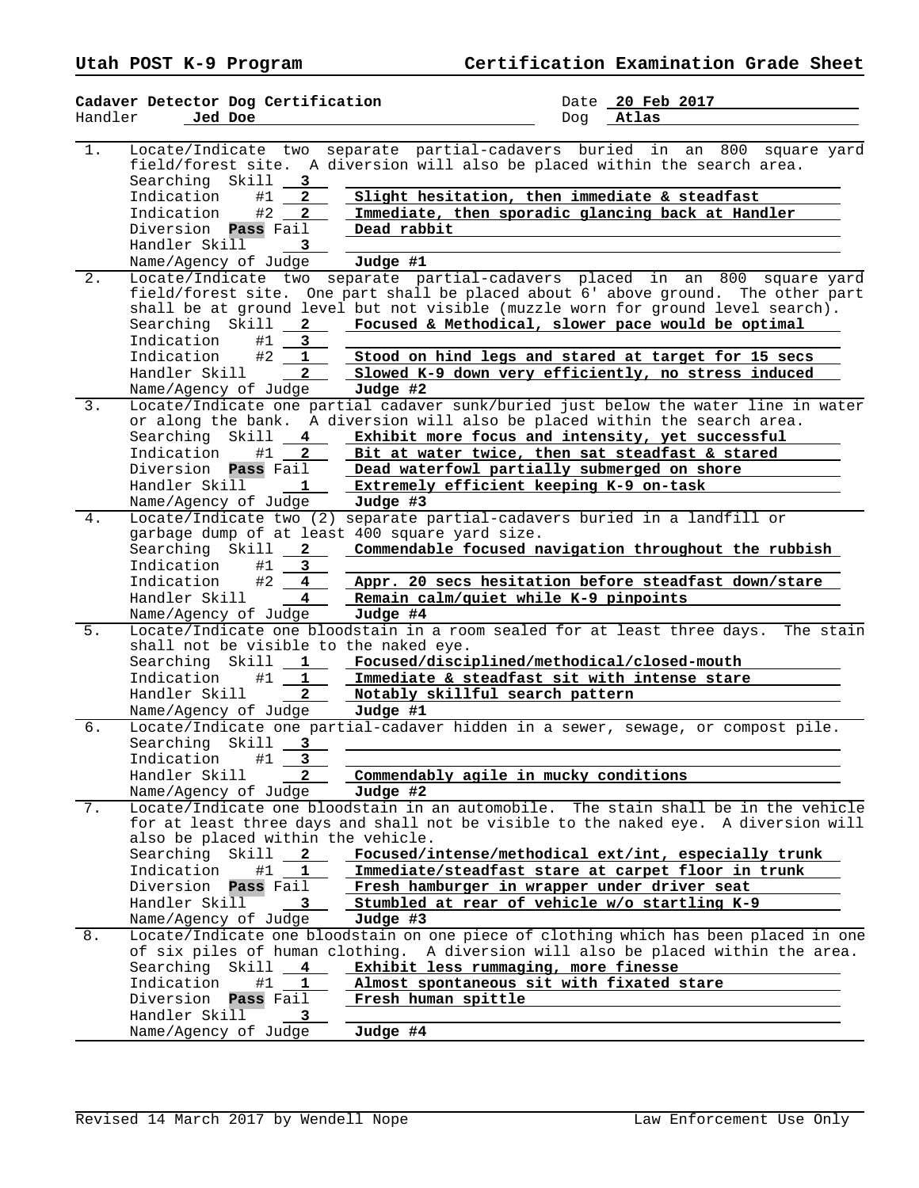**Utah POST K-9 Program** **Certification Examination Grade Sheet**

**Cadaver Detector Dog Certification** Date **20 Feb 2017**
Handler **Jed Doe** Dog **Atlas**

---

**1.** Locate/Indicate two separate partial-cadavers buried in an 800 square yard field/forest site. A diversion will also be placed within the search area.

- Searching Skill **3**
- Indication #1 **2** — **Slight hesitation, then immediate & steadfast**
- Indication #2 **2** — **Immediate, then sporadic glancing back at Handler**
- Diversion **Pass** Fail — **Dead rabbit**
- Handler Skill **3**
- Name/Agency of Judge **Judge #1**

**2.** Locate/Indicate two separate partial-cadavers placed in an 800 square yard field/forest site. One part shall be placed about 6' above ground. The other part shall be at ground level but not visible (muzzle worn for ground level search).

- Searching Skill **2** — **Focused & Methodical, slower pace would be optimal**
- Indication #1 **3**
- Indication #2 **1** — **Stood on hind legs and stared at target for 15 secs**
- Handler Skill **2** — **Slowed K-9 down very efficiently, no stress induced**
- Name/Agency of Judge **Judge #2**

**3.** Locate/Indicate one partial cadaver sunk/buried just below the water line in water or along the bank. A diversion will also be placed within the search area.

- Searching Skill **4** — **Exhibit more focus and intensity, yet successful**
- Indication #1 **2** — **Bit at water twice, then sat steadfast & stared**
- Diversion **Pass** Fail — **Dead waterfowl partially submerged on shore**
- Handler Skill **1** — **Extremely efficient keeping K-9 on-task**
- Name/Agency of Judge **Judge #3**

**4.** Locate/Indicate two (2) separate partial-cadavers buried in a landfill or garbage dump of at least 400 square yard size.

- Searching Skill **2** — **Commendable focused navigation throughout the rubbish**
- Indication #1 **3**
- Indication #2 **4** — **Appr. 20 secs hesitation before steadfast down/stare**
- Handler Skill **4** — **Remain calm/quiet while K-9 pinpoints**
- Name/Agency of Judge **Judge #4**

**5.** Locate/Indicate one bloodstain in a room sealed for at least three days. The stain shall not be visible to the naked eye.

- Searching Skill **1** — **Focused/disciplined/methodical/closed-mouth**
- Indication #1 **1** — **Immediate & steadfast sit with intense stare**
- Handler Skill **2** — **Notably skillful search pattern**
- Name/Agency of Judge **Judge #1**

**6.** Locate/Indicate one partial-cadaver hidden in a sewer, sewage, or compost pile.

- Searching Skill **3**
- Indication #1 **3**
- Handler Skill **2** — **Commendably agile in mucky conditions**
- Name/Agency of Judge **Judge #2**

**7.** Locate/Indicate one bloodstain in an automobile. The stain shall be in the vehicle for at least three days and shall not be visible to the naked eye. A diversion will also be placed within the vehicle.

- Searching Skill **2** — **Focused/intense/methodical ext/int, especially trunk**
- Indication #1 **1** — **Immediate/steadfast stare at carpet floor in trunk**
- Diversion **Pass** Fail — **Fresh hamburger in wrapper under driver seat**
- Handler Skill **3** — **Stumbled at rear of vehicle w/o startling K-9**
- Name/Agency of Judge **Judge #3**

**8.** Locate/Indicate one bloodstain on one piece of clothing which has been placed in one of six piles of human clothing. A diversion will also be placed within the area.

- Searching Skill **4** — **Exhibit less rummaging, more finesse**
- Indication #1 **1** — **Almost spontaneous sit with fixated stare**
- Diversion **Pass** Fail — **Fresh human spittle**
- Handler Skill **3**
- Name/Agency of Judge **Judge #4**

---

Revised 14 March 2017 by Wendell Nope — Law Enforcement Use Only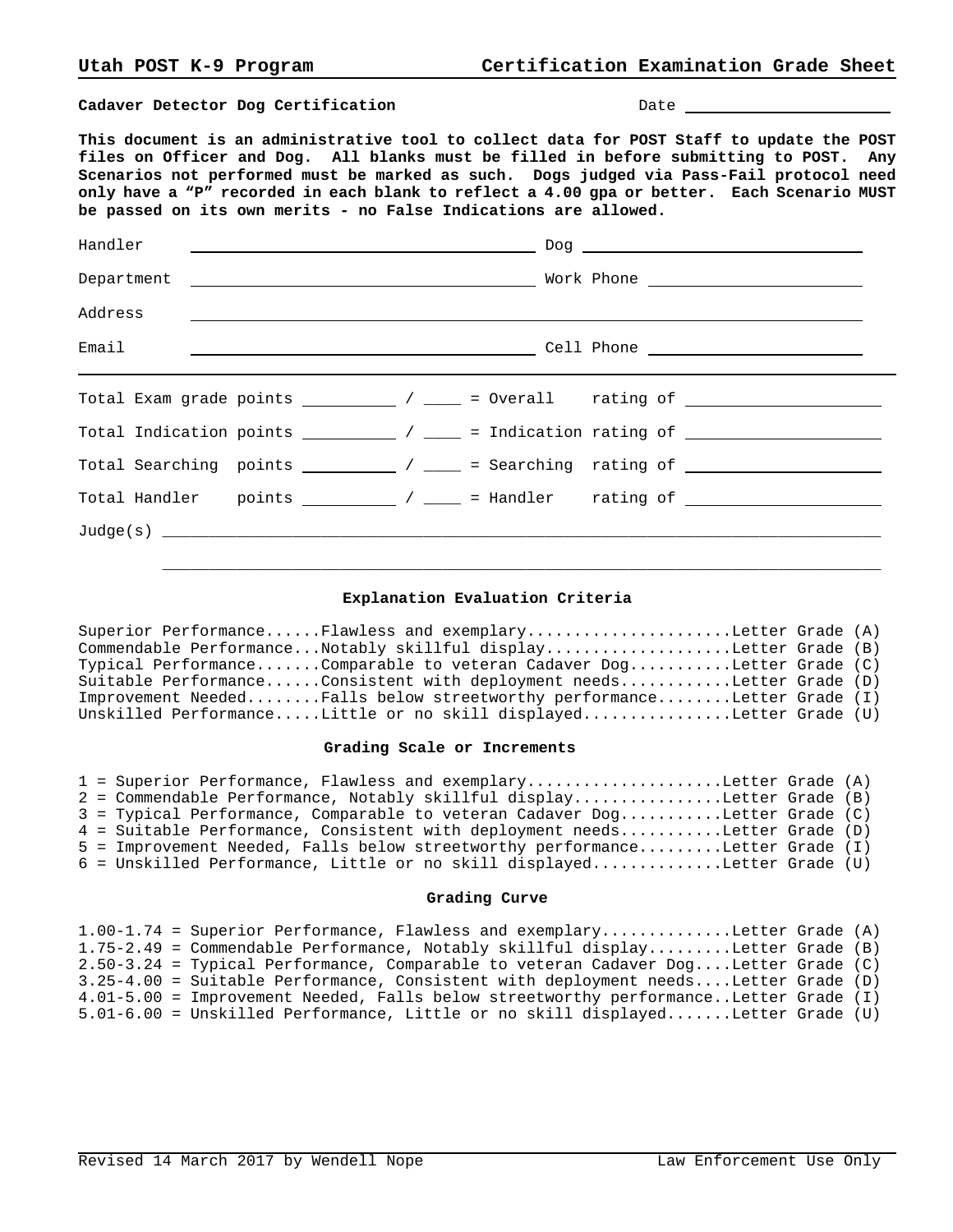**Utah POST K-9 Program** **Certification Examination Grade Sheet**

**Cadaver Detector Dog Certification** Date ____________________

**This document is an administrative tool to collect data for POST Staff to update the POST files on Officer and Dog. All blanks must be filled in before submitting to POST. Any Scenarios not performed must be marked as such. Dogs judged via Pass-Fail protocol need only have a "P" recorded in each blank to reflect a 4.00 gpa or better. Each Scenario MUST be passed on its own merits - no False Indications are allowed.**

Handler ______________________________ Dog ______________________________

Department ______________________________ Work Phone ______________________________

Address ____________________________________________________________

Email ______________________________ Cell Phone ______________________________

---

Total Exam grade points __________ / ____ = Overall rating of ____________________

Total Indication points __________ / ____ = Indication rating of ____________________

Total Searching points __________ / ____ = Searching rating of ____________________

Total Handler points __________ / ____ = Handler rating of ____________________

Judge(s) ____________________________________________________________

____________________________________________________________

### Explanation Evaluation Criteria

```
Superior Performance......Flawless and exemplary......................Letter Grade (A)
Commendable Performance...Notably skillful display....................Letter Grade (B)
Typical Performance.......Comparable to veteran Cadaver Dog...........Letter Grade (C)
Suitable Performance......Consistent with deployment needs............Letter Grade (D)
Improvement Needed........Falls below streetworthy performance........Letter Grade (I)
Unskilled Performance.....Little or no skill displayed................Letter Grade (U)
```

### Grading Scale or Increments

```
1 = Superior Performance, Flawless and exemplary.....................Letter Grade (A)
2 = Commendable Performance, Notably skillful display................Letter Grade (B)
3 = Typical Performance, Comparable to veteran Cadaver Dog...........Letter Grade (C)
4 = Suitable Performance, Consistent with deployment needs...........Letter Grade (D)
5 = Improvement Needed, Falls below streetworthy performance.........Letter Grade (I)
6 = Unskilled Performance, Little or no skill displayed..............Letter Grade (U)
```

### Grading Curve

```
1.00-1.74 = Superior Performance, Flawless and exemplary..............Letter Grade (A)
1.75-2.49 = Commendable Performance, Notably skillful display.........Letter Grade (B)
2.50-3.24 = Typical Performance, Comparable to veteran Cadaver Dog....Letter Grade (C)
3.25-4.00 = Suitable Performance, Consistent with deployment needs....Letter Grade (D)
4.01-5.00 = Improvement Needed, Falls below streetworthy performance..Letter Grade (I)
5.01-6.00 = Unskilled Performance, Little or no skill displayed.......Letter Grade (U)
```

Revised 14 March 2017 by Wendell Nope Law Enforcement Use Only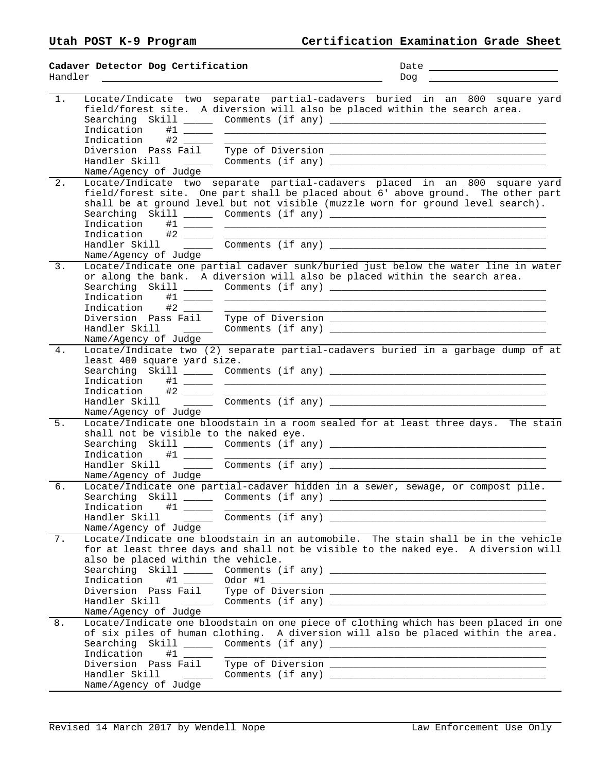**Utah POST K-9 Program** **Certification Examination Grade Sheet**

**Cadaver Detector Dog Certification** Date ______________________

Handler ______________________________________________ Dog ______________________

1. Locate/Indicate two separate partial-cadavers buried in an 800 square yard field/forest site. A diversion will also be placed within the search area.
   Searching Skill _____ Comments (if any) ______________________________________
   Indication #1 _____ ____________________________________________________________
   Indication #2 _____ ____________________________________________________________
   Diversion Pass Fail Type of Diversion ______________________________________
   Handler Skill _____ Comments (if any) ______________________________________
   Name/Agency of Judge

2. Locate/Indicate two separate partial-cadavers placed in an 800 square yard field/forest site. One part shall be placed about 6' above ground. The other part shall be at ground level but not visible (muzzle worn for ground level search).
   Searching Skill _____ Comments (if any) ______________________________________
   Indication #1 _____ ____________________________________________________________
   Indication #2 _____ ____________________________________________________________
   Handler Skill _____ Comments (if any) ______________________________________
   Name/Agency of Judge

3. Locate/Indicate one partial cadaver sunk/buried just below the water line in water or along the bank. A diversion will also be placed within the search area.
   Searching Skill _____ Comments (if any) ______________________________________
   Indication #1 _____ ____________________________________________________________
   Indication #2 _____ ____________________________________________________________
   Diversion Pass Fail Type of Diversion ______________________________________
   Handler Skill _____ Comments (if any) ______________________________________
   Name/Agency of Judge

4. Locate/Indicate two (2) separate partial-cadavers buried in a garbage dump of at least 400 square yard size.
   Searching Skill _____ Comments (if any) ______________________________________
   Indication #1 _____ ____________________________________________________________
   Indication #2 _____ ____________________________________________________________
   Handler Skill _____ Comments (if any) ______________________________________
   Name/Agency of Judge

5. Locate/Indicate one bloodstain in a room sealed for at least three days. The stain shall not be visible to the naked eye.
   Searching Skill _____ Comments (if any) ______________________________________
   Indication #1 _____ ____________________________________________________________
   Handler Skill _____ Comments (if any) ______________________________________
   Name/Agency of Judge

6. Locate/Indicate one partial-cadaver hidden in a sewer, sewage, or compost pile.
   Searching Skill _____ Comments (if any) ______________________________________
   Indication #1 _____ ____________________________________________________________
   Handler Skill _____ Comments (if any) ______________________________________
   Name/Agency of Judge

7. Locate/Indicate one bloodstain in an automobile. The stain shall be in the vehicle for at least three days and shall not be visible to the naked eye. A diversion will also be placed within the vehicle.
   Searching Skill _____ Comments (if any) ______________________________________
   Indication #1 _____ Odor #1 ______________________________________________
   Diversion Pass Fail Type of Diversion ______________________________________
   Handler Skill _____ Comments (if any) ______________________________________
   Name/Agency of Judge

8. Locate/Indicate one bloodstain on one piece of clothing which has been placed in one of six piles of human clothing. A diversion will also be placed within the area.
   Searching Skill _____ Comments (if any) ______________________________________
   Indication #1 _____ ____________________________________________________________
   Diversion Pass Fail Type of Diversion ______________________________________
   Handler Skill _____ Comments (if any) ______________________________________
   Name/Agency of Judge

Revised 14 March 2017 by Wendell Nope Law Enforcement Use Only